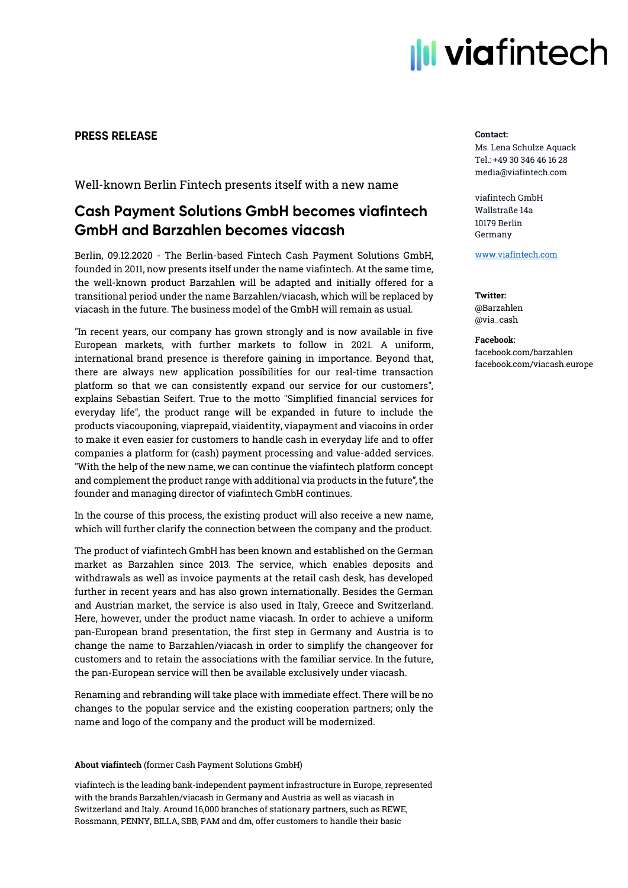**PRESS RELEASE**

Well-known Berlin Fintech presents itself with a new name

# Cash Payment Solutions GmbH becomes viafintech GmbH and Barzahlen becomes viacash

Berlin, 09.12.2020 - The Berlin-based Fintech Cash Payment Solutions GmbH, founded in 2011, now presents itself under the name viafintech. At the same time, the well-known product Barzahlen will be adapted and initially offered for a transitional period under the name Barzahlen/viacash, which will be replaced by viacash in the future. The business model of the GmbH will remain as usual.

"In recent years, our company has grown strongly and is now available in five European markets, with further markets to follow in 2021. A uniform, international brand presence is therefore gaining in importance. Beyond that, there are always new application possibilities for our real-time transaction platform so that we can consistently expand our service for our customers", explains Sebastian Seifert. True to the motto "Simplified financial services for everyday life", the product range will be expanded in future to include the products viacouponing, viaprepaid, viaidentity, viapayment and viacoins in order to make it even easier for customers to handle cash in everyday life and to offer companies a platform for (cash) payment processing and value-added services. "With the help of the new name, we can continue the viafintech platform concept and complement the product range with additional via products in the future", the founder and managing director of viafintech GmbH continues.

In the course of this process, the existing product will also receive a new name, which will further clarify the connection between the company and the product.

The product of viafintech GmbH has been known and established on the German market as Barzahlen since 2013. The service, which enables deposits and withdrawals as well as invoice payments at the retail cash desk, has developed further in recent years and has also grown internationally. Besides the German and Austrian market, the service is also used in Italy, Greece and Switzerland. Here, however, under the product name viacash. In order to achieve a uniform pan-European brand presentation, the first step in Germany and Austria is to change the name to Barzahlen/viacash in order to simplify the changeover for customers and to retain the associations with the familiar service. In the future, the pan-European service will then be available exclusively under viacash.

Renaming and rebranding will take place with immediate effect. There will be no changes to the popular service and the existing cooperation partners; only the name and logo of the company and the product will be modernized.

**About viafintech** (former Cash Payment Solutions GmbH)

viafintech is the leading bank-independent payment infrastructure in Europe, represented with the brands Barzahlen/viacash in Germany and Austria as well as viacash in Switzerland and Italy. Around 16,000 branches of stationary partners, such as REWE, Rossmann, PENNY, BILLA, SBB, PAM and dm, offer customers to handle their basic

**Contact:**
Ms. Lena Schulze Aquack
Tel.: +49 30 346 46 16 28
media@viafintech.com

viafintech GmbH
Wallstraße 14a
10179 Berlin
Germany

www.viafintech.com

**Twitter:**
@Barzahlen
@via_cash

**Facebook:**
facebook.com/barzahlen
facebook.com/viacash.europe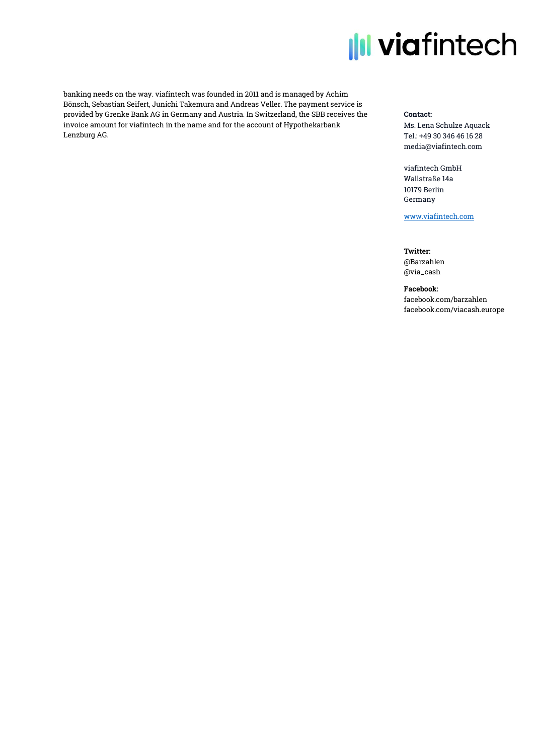banking needs on the way. viafintech was founded in 2011 and is managed by Achim Bönsch, Sebastian Seifert, Junichi Takemura and Andreas Veller. The payment service is provided by Grenke Bank AG in Germany and Austria. In Switzerland, the SBB receives the invoice amount for viafintech in the name and for the account of Hypothekarbank Lenzburg AG.

**Contact:**
Ms. Lena Schulze Aquack
Tel.: +49 30 346 46 16 28
media@viafintech.com

viafintech GmbH
Wallstraße 14a
10179 Berlin
Germany

www.viafintech.com

**Twitter:**
@Barzahlen
@via_cash

**Facebook:**
facebook.com/barzahlen
facebook.com/viacash.europe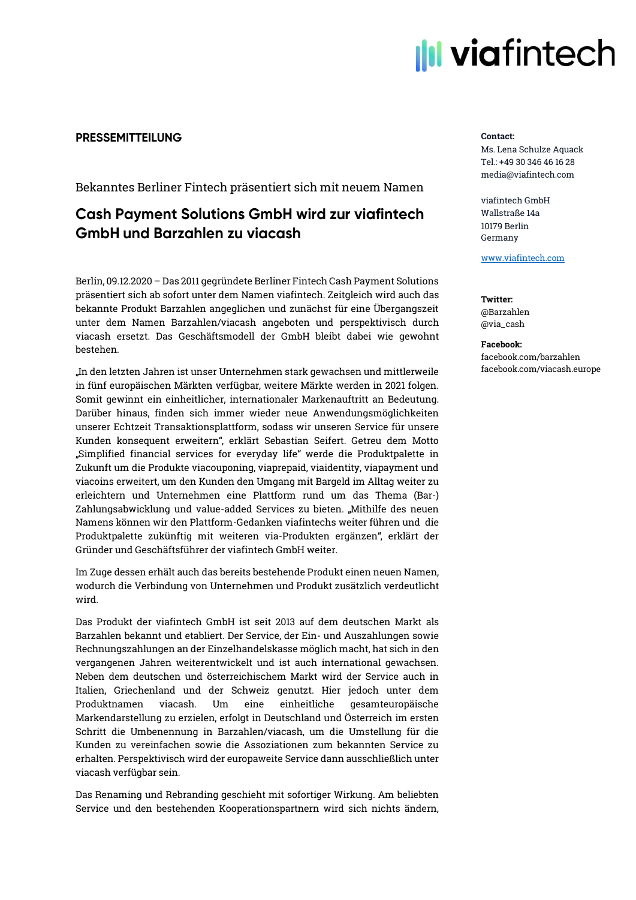**PRESSEMITTEILUNG**

Bekanntes Berliner Fintech präsentiert sich mit neuem Namen

## Cash Payment Solutions GmbH wird zur viafintech GmbH und Barzahlen zu viacash

Berlin, 09.12.2020 – Das 2011 gegründete Berliner Fintech Cash Payment Solutions präsentiert sich ab sofort unter dem Namen viafintech. Zeitgleich wird auch das bekannte Produkt Barzahlen angeglichen und zunächst für eine Übergangszeit unter dem Namen Barzahlen/viacash angeboten und perspektivisch durch viacash ersetzt. Das Geschäftsmodell der GmbH bleibt dabei wie gewohnt bestehen.

„In den letzten Jahren ist unser Unternehmen stark gewachsen und mittlerweile in fünf europäischen Märkten verfügbar, weitere Märkte werden in 2021 folgen. Somit gewinnt ein einheitlicher, internationaler Markenauftritt an Bedeutung. Darüber hinaus, finden sich immer wieder neue Anwendungsmöglichkeiten unserer Echtzeit Transaktionsplattform, sodass wir unseren Service für unsere Kunden konsequent erweitern", erklärt Sebastian Seifert. Getreu dem Motto „Simplified financial services for everyday life" werde die Produktpalette in Zukunft um die Produkte viacouponing, viaprepaid, viaidentity, viapayment und viacoins erweitert, um den Kunden den Umgang mit Bargeld im Alltag weiter zu erleichtern und Unternehmen eine Plattform rund um das Thema (Bar-) Zahlungsabwicklung und value-added Services zu bieten. „Mithilfe des neuen Namens können wir den Plattform-Gedanken viafintechs weiter führen und die Produktpalette zukünftig mit weiteren via-Produkten ergänzen", erklärt der Gründer und Geschäftsführer der viafintech GmbH weiter.

Im Zuge dessen erhält auch das bereits bestehende Produkt einen neuen Namen, wodurch die Verbindung von Unternehmen und Produkt zusätzlich verdeutlicht wird.

Das Produkt der viafintech GmbH ist seit 2013 auf dem deutschen Markt als Barzahlen bekannt und etabliert. Der Service, der Ein- und Auszahlungen sowie Rechnungszahlungen an der Einzelhandelskasse möglich macht, hat sich in den vergangenen Jahren weiterentwickelt und ist auch international gewachsen. Neben dem deutschen und österreichischem Markt wird der Service auch in Italien, Griechenland und der Schweiz genutzt. Hier jedoch unter dem Produktnamen viacash. Um eine einheitliche gesamteuropäische Markendarstellung zu erzielen, erfolgt in Deutschland und Österreich im ersten Schritt die Umbenennung in Barzahlen/viacash, um die Umstellung für die Kunden zu vereinfachen sowie die Assoziationen zum bekannten Service zu erhalten. Perspektivisch wird der europaweite Service dann ausschließlich unter viacash verfügbar sein.

Das Renaming und Rebranding geschieht mit sofortiger Wirkung. Am beliebten Service und den bestehenden Kooperationspartnern wird sich nichts ändern,

**Contact:**
Ms. Lena Schulze Aquack
Tel.: +49 30 346 46 16 28
media@viafintech.com

viafintech GmbH
Wallstraße 14a
10179 Berlin
Germany

www.viafintech.com

**Twitter:**
@Barzahlen
@via_cash

**Facebook:**
facebook.com/barzahlen
facebook.com/viacash.europe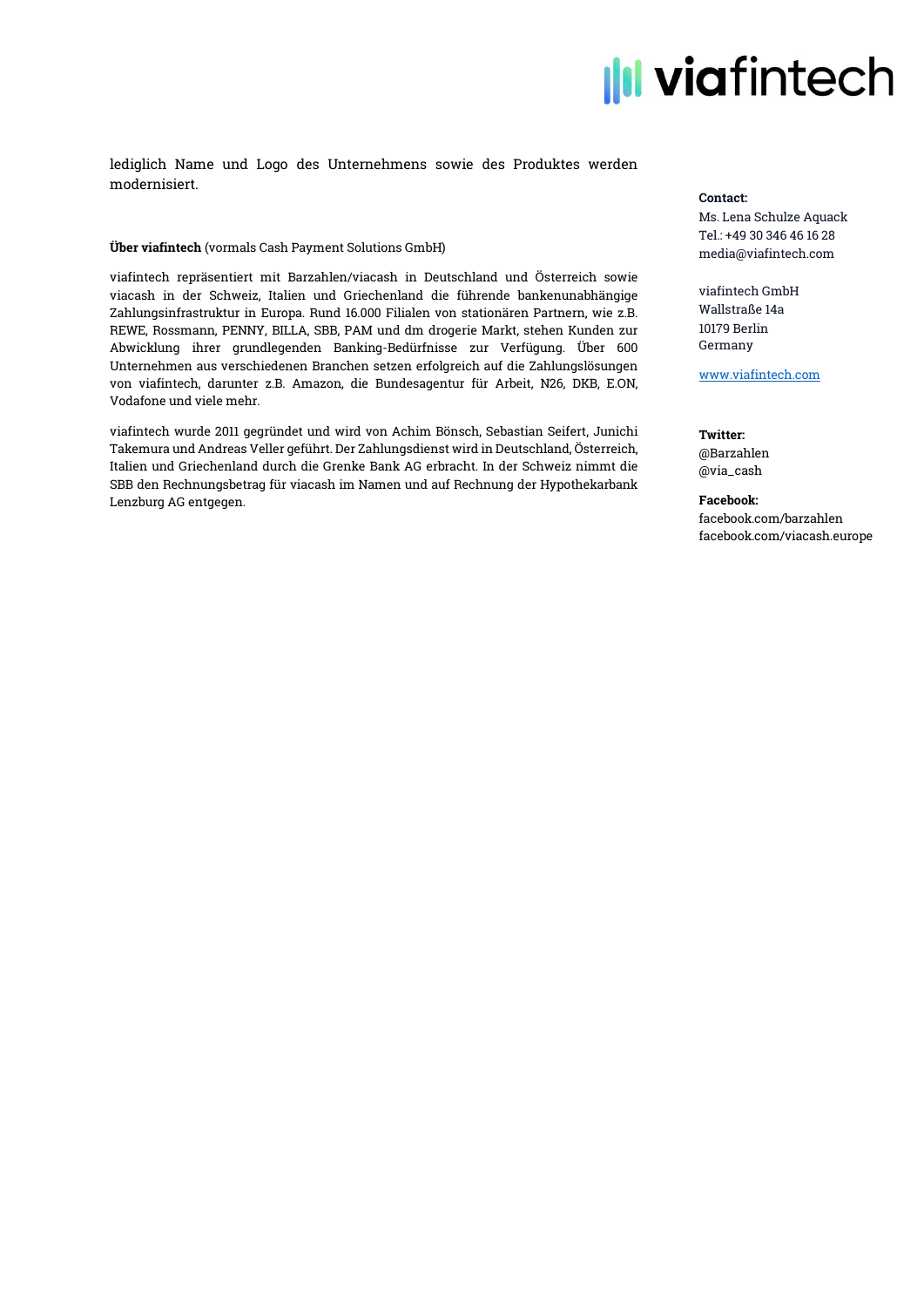lediglich Name und Logo des Unternehmens sowie des Produktes werden modernisiert.

**Über viafintech** (vormals Cash Payment Solutions GmbH)

viafintech repräsentiert mit Barzahlen/viacash in Deutschland und Österreich sowie viacash in der Schweiz, Italien und Griechenland die führende bankenunabhängige Zahlungsinfrastruktur in Europa. Rund 16.000 Filialen von stationären Partnern, wie z.B. REWE, Rossmann, PENNY, BILLA, SBB, PAM und dm drogerie Markt, stehen Kunden zur Abwicklung ihrer grundlegenden Banking-Bedürfnisse zur Verfügung. Über 600 Unternehmen aus verschiedenen Branchen setzen erfolgreich auf die Zahlungslösungen von viafintech, darunter z.B. Amazon, die Bundesagentur für Arbeit, N26, DKB, E.ON, Vodafone und viele mehr.

viafintech wurde 2011 gegründet und wird von Achim Bönsch, Sebastian Seifert, Junichi Takemura und Andreas Veller geführt. Der Zahlungsdienst wird in Deutschland, Österreich, Italien und Griechenland durch die Grenke Bank AG erbracht. In der Schweiz nimmt die SBB den Rechnungsbetrag für viacash im Namen und auf Rechnung der Hypothekarbank Lenzburg AG entgegen.

**Contact:**
Ms. Lena Schulze Aquack
Tel.: +49 30 346 46 16 28
media@viafintech.com

viafintech GmbH
Wallstraße 14a
10179 Berlin
Germany

www.viafintech.com

**Twitter:**
@Barzahlen
@via_cash

**Facebook:**
facebook.com/barzahlen
facebook.com/viacash.europe